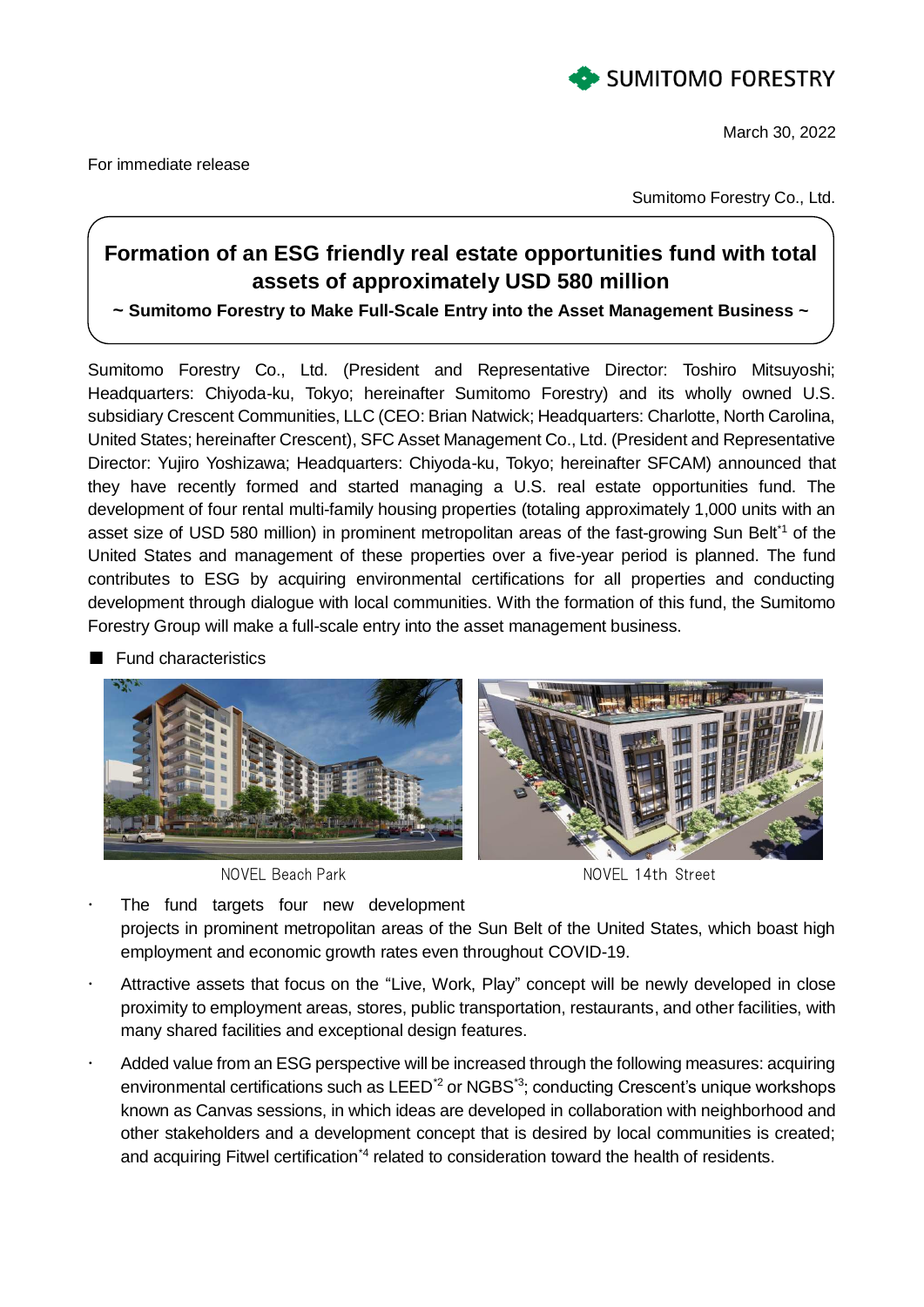SUMITOMO FORESTRY

March 30, 2022

For immediate release

Sumitomo Forestry Co., Ltd.

# Formation of an ESG friendly real estate opportunities fund with total assets of approximately USD 580 million

**~ Sumitomo Forestry to Make Full-Scale Entry into the Asset Management Business ~**

Sumitomo Forestry Co., Ltd. (President and Representative Director: Toshiro Mitsuyoshi; Headquarters: Chiyoda-ku, Tokyo; hereinafter Sumitomo Forestry) and its wholly owned U.S. subsidiary Crescent Communities, LLC (CEO: Brian Natwick; Headquarters: Charlotte, North Carolina, United States; hereinafter Crescent), SFC Asset Management Co., Ltd. (President and Representative Director: Yujiro Yoshizawa; Headquarters: Chiyoda-ku, Tokyo; hereinafter SFCAM) announced that they have recently formed and started managing a U.S. real estate opportunities fund. The development of four rental multi-family housing properties (totaling approximately 1,000 units with an asset size of USD 580 million) in prominent metropolitan areas of the fast-growing Sun Belt*1 of the United States and management of these properties over a five-year period is planned. The fund contributes to ESG by acquiring environmental certifications for all properties and conducting development through dialogue with local communities. With the formation of this fund, the Sumitomo Forestry Group will make a full-scale entry into the asset management business.

■ Fund characteristics

NOVEL Beach Park

NOVEL 14th Street

- The fund targets four new development projects in prominent metropolitan areas of the Sun Belt of the United States, which boast high employment and economic growth rates even throughout COVID-19.
- Attractive assets that focus on the “Live, Work, Play” concept will be newly developed in close proximity to employment areas, stores, public transportation, restaurants, and other facilities, with many shared facilities and exceptional design features.
- Added value from an ESG perspective will be increased through the following measures: acquiring environmental certifications such as LEED*2 or NGBS*3; conducting Crescent’s unique workshops known as Canvas sessions, in which ideas are developed in collaboration with neighborhood and other stakeholders and a development concept that is desired by local communities is created; and acquiring Fitwel certification*4 related to consideration toward the health of residents.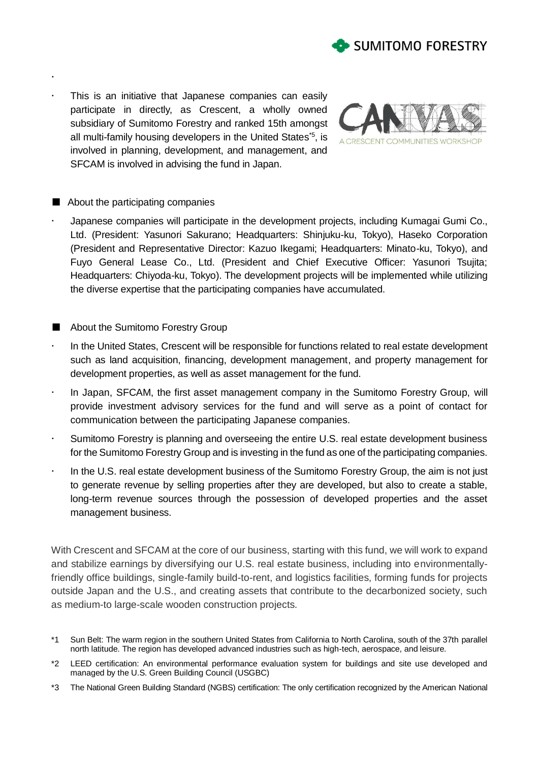- This is an initiative that Japanese companies can easily participate in directly, as Crescent, a wholly owned subsidiary of Sumitomo Forestry and ranked 15th amongst all multi-family housing developers in the United States[*5], is involved in planning, development, and management, and SFCAM is involved in advising the fund in Japan.

■ About the participating companies

- Japanese companies will participate in the development projects, including Kumagai Gumi Co., Ltd. (President: Yasunori Sakurano; Headquarters: Shinjuku-ku, Tokyo), Haseko Corporation (President and Representative Director: Kazuo Ikegami; Headquarters: Minato-ku, Tokyo), and Fuyo General Lease Co., Ltd. (President and Chief Executive Officer: Yasunori Tsujita; Headquarters: Chiyoda-ku, Tokyo). The development projects will be implemented while utilizing the diverse expertise that the participating companies have accumulated.

■ About the Sumitomo Forestry Group

- In the United States, Crescent will be responsible for functions related to real estate development such as land acquisition, financing, development management, and property management for development properties, as well as asset management for the fund.
- In Japan, SFCAM, the first asset management company in the Sumitomo Forestry Group, will provide investment advisory services for the fund and will serve as a point of contact for communication between the participating Japanese companies.
- Sumitomo Forestry is planning and overseeing the entire U.S. real estate development business for the Sumitomo Forestry Group and is investing in the fund as one of the participating companies.
- In the U.S. real estate development business of the Sumitomo Forestry Group, the aim is not just to generate revenue by selling properties after they are developed, but also to create a stable, long-term revenue sources through the possession of developed properties and the asset management business.

With Crescent and SFCAM at the core of our business, starting with this fund, we will work to expand and stabilize earnings by diversifying our U.S. real estate business, including into environmentally-friendly office buildings, single-family build-to-rent, and logistics facilities, forming funds for projects outside Japan and the U.S., and creating assets that contribute to the decarbonized society, such as medium-to large-scale wooden construction projects.

*1 Sun Belt: The warm region in the southern United States from California to North Carolina, south of the 37th parallel north latitude. The region has developed advanced industries such as high-tech, aerospace, and leisure.

*2 LEED certification: An environmental performance evaluation system for buildings and site use developed and managed by the U.S. Green Building Council (USGBC)

*3 The National Green Building Standard (NGBS) certification: The only certification recognized by the American National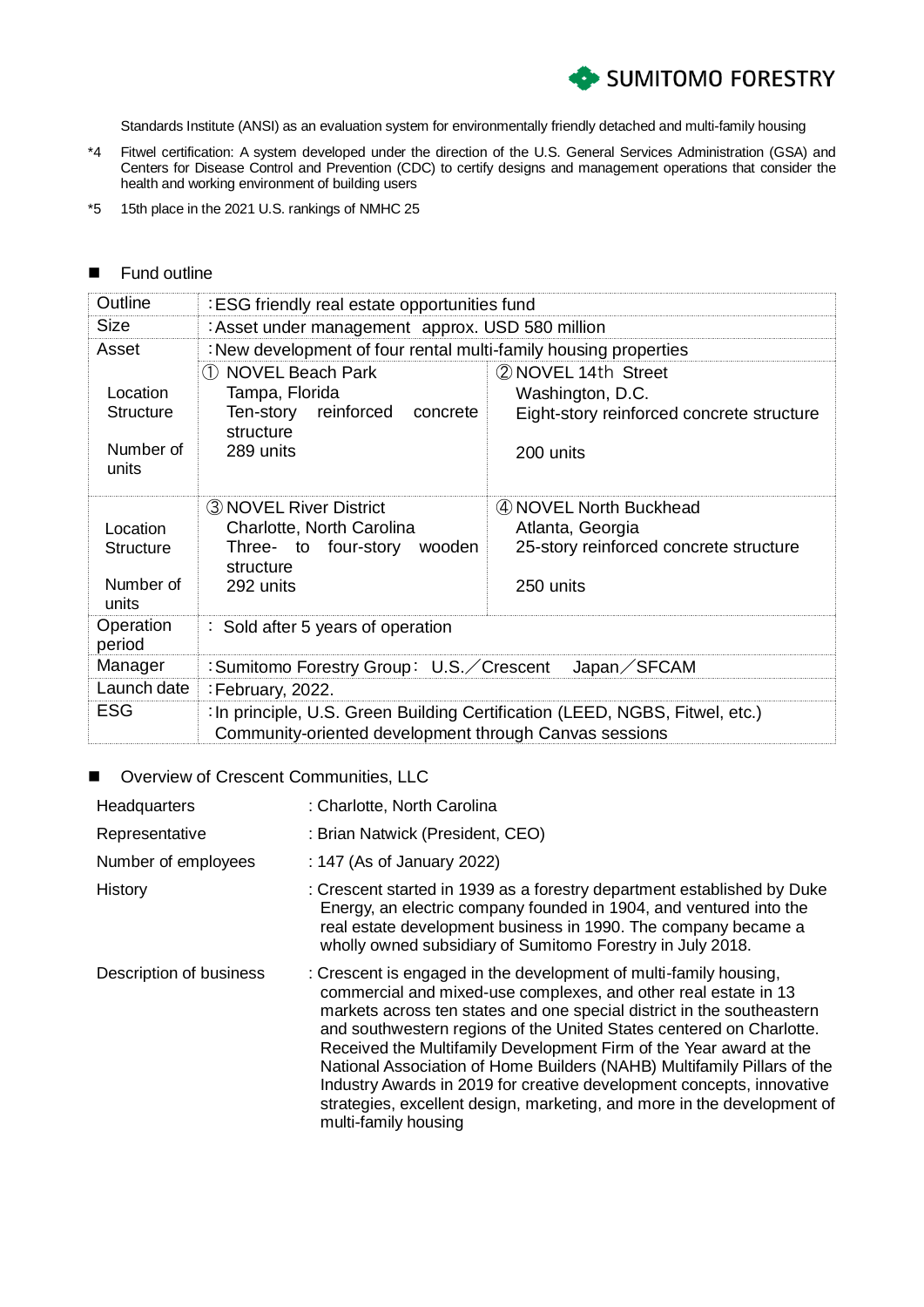Standards Institute (ANSI) as an evaluation system for environmentally friendly detached and multi-family housing

*4 Fitwel certification: A system developed under the direction of the U.S. General Services Administration (GSA) and Centers for Disease Control and Prevention (CDC) to certify designs and management operations that consider the health and working environment of building users

*5 15th place in the 2021 U.S. rankings of NMHC 25

## ■ Fund outline

| | | |
|---|---|---|
| Outline | :ESG friendly real estate opportunities fund | |
| Size | :Asset under management approx. USD 580 million | |
| Asset | :New development of four rental multi-family housing properties | |
| Location<br>Structure<br>Number of units | ① NOVEL Beach Park<br>Tampa, Florida<br>Ten-story reinforced concrete structure<br>289 units | ② NOVEL 14th Street<br>Washington, D.C.<br>Eight-story reinforced concrete structure<br>200 units |
| Location<br>Structure<br>Number of units | ③ NOVEL River District<br>Charlotte, North Carolina<br>Three- to four-story wooden structure<br>292 units | ④ NOVEL North Buckhead<br>Atlanta, Georgia<br>25-story reinforced concrete structure<br>250 units |
| Operation period | : Sold after 5 years of operation | |
| Manager | :Sumitomo Forestry Group: U.S.／Crescent Japan／SFCAM | |
| Launch date | :February, 2022. | |
| ESG | :In principle, U.S. Green Building Certification (LEED, NGBS, Fitwel, etc.)<br>Community-oriented development through Canvas sessions | |

## ■ Overview of Crescent Communities, LLC

| | |
|---|---|
| Headquarters | : Charlotte, North Carolina |
| Representative | : Brian Natwick (President, CEO) |
| Number of employees | : 147 (As of January 2022) |
| History | : Crescent started in 1939 as a forestry department established by Duke Energy, an electric company founded in 1904, and ventured into the real estate development business in 1990. The company became a wholly owned subsidiary of Sumitomo Forestry in July 2018. |
| Description of business | : Crescent is engaged in the development of multi-family housing, commercial and mixed-use complexes, and other real estate in 13 markets across ten states and one special district in the southeastern and southwestern regions of the United States centered on Charlotte. Received the Multifamily Development Firm of the Year award at the National Association of Home Builders (NAHB) Multifamily Pillars of the Industry Awards in 2019 for creative development concepts, innovative strategies, excellent design, marketing, and more in the development of multi-family housing |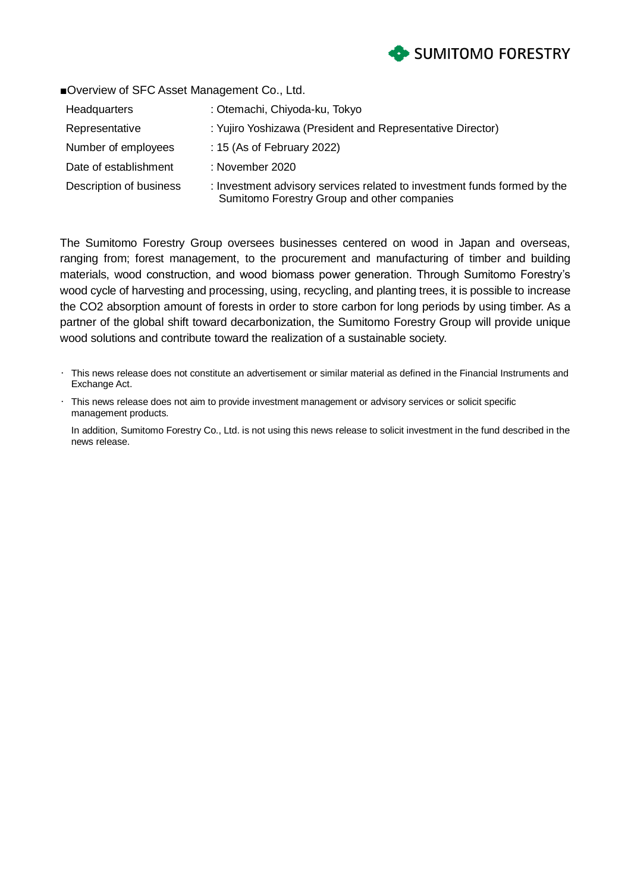■Overview of SFC Asset Management Co., Ltd.

| | |
|---|---|
| Headquarters | : Otemachi, Chiyoda-ku, Tokyo |
| Representative | : Yujiro Yoshizawa (President and Representative Director) |
| Number of employees | : 15 (As of February 2022) |
| Date of establishment | : November 2020 |
| Description of business | : Investment advisory services related to investment funds formed by the Sumitomo Forestry Group and other companies |

The Sumitomo Forestry Group oversees businesses centered on wood in Japan and overseas, ranging from; forest management, to the procurement and manufacturing of timber and building materials, wood construction, and wood biomass power generation. Through Sumitomo Forestry's wood cycle of harvesting and processing, using, recycling, and planting trees, it is possible to increase the $CO_2$ absorption amount of forests in order to store carbon for long periods by using timber. As a partner of the global shift toward decarbonization, the Sumitomo Forestry Group will provide unique wood solutions and contribute toward the realization of a sustainable society.

- This news release does not constitute an advertisement or similar material as defined in the Financial Instruments and Exchange Act.
- This news release does not aim to provide investment management or advisory services or solicit specific management products.

  In addition, Sumitomo Forestry Co., Ltd. is not using this news release to solicit investment in the fund described in the news release.